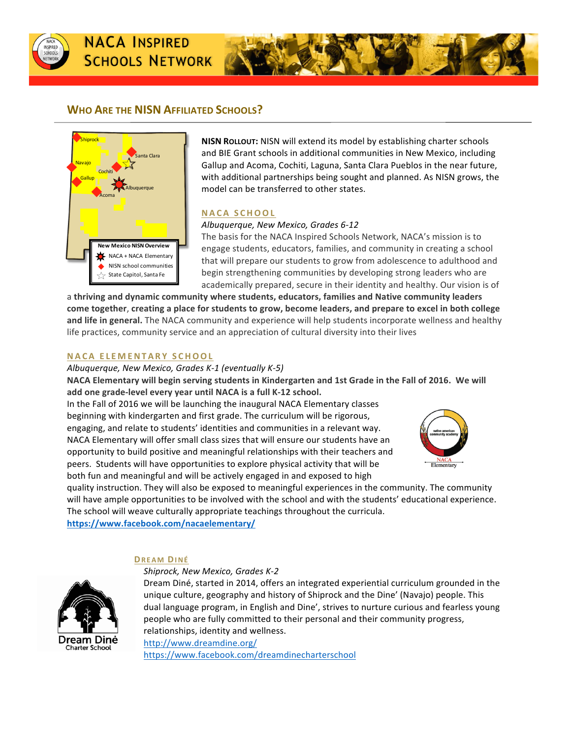# NACA Inspired Schools Network

## Who Are the NISN Affiliated Schools?

New Mexico NISN Overview
- NACA + NACA Elementary
- NISN school communities
- State Capitol, Santa Fe

Shiprock, Navajo, Gallup, Cochiti, Santa Clara, Albuquerque, Acoma

**NISN Rollout:** NISN will extend its model by establishing charter schools and BIE Grant schools in additional communities in New Mexico, including Gallup and Acoma, Cochiti, Laguna, Santa Clara Pueblos in the near future, with additional partnerships being sought and planned. As NISN grows, the model can be transferred to other states.

### NACA School

*Albuquerque, New Mexico, Grades 6-12*

The basis for the NACA Inspired Schools Network, NACA's mission is to engage students, educators, families, and community in creating a school that will prepare our students to grow from adolescence to adulthood and begin strengthening communities by developing strong leaders who are academically prepared, secure in their identity and healthy. Our vision is of a **thriving and dynamic community where students, educators, families and Native community leaders come together**, **creating a place for students to grow, become leaders, and prepare to excel in both college and life in general.** The NACA community and experience will help students incorporate wellness and healthy life practices, community service and an appreciation of cultural diversity into their lives

### NACA Elementary School

*Albuquerque, New Mexico, Grades K-1 (eventually K-5)*

**NACA Elementary will begin serving students in Kindergarten and 1st Grade in the Fall of 2016. We will add one grade-level every year until NACA is a full K-12 school.**

In the Fall of 2016 we will be launching the inaugural NACA Elementary classes beginning with kindergarten and first grade. The curriculum will be rigorous, engaging, and relate to students' identities and communities in a relevant way. NACA Elementary will offer small class sizes that will ensure our students have an opportunity to build positive and meaningful relationships with their teachers and peers. Students will have opportunities to explore physical activity that will be both fun and meaningful and will be actively engaged in and exposed to high quality instruction. They will also be exposed to meaningful experiences in the community. The community will have ample opportunities to be involved with the school and with the students' educational experience. The school will weave culturally appropriate teachings throughout the curricula.

**https://www.facebook.com/nacaelementary/**

### Dream Diné

*Shiprock, New Mexico, Grades K-2*

Dream Diné, started in 2014, offers an integrated experiential curriculum grounded in the unique culture, geography and history of Shiprock and the Dine' (Navajo) people. This dual language program, in English and Dine', strives to nurture curious and fearless young people who are fully committed to their personal and their community progress, relationships, identity and wellness.

http://www.dreamdine.org/

https://www.facebook.com/dreamdinecharterschool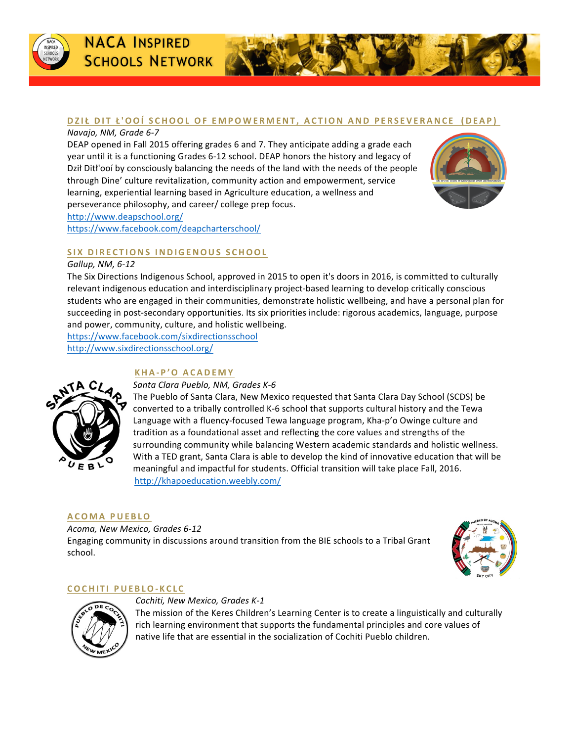## DZIŁ DIT Ł'OOÍ SCHOOL OF EMPOWERMENT, ACTION AND PERSEVERANCE (DEAP)

*Navajo, NM, Grade 6-7*

DEAP opened in Fall 2015 offering grades 6 and 7. They anticipate adding a grade each year until it is a functioning Grades 6-12 school. DEAP honors the history and legacy of Dził Ditł'ooí by consciously balancing the needs of the land with the needs of the people through Dine' culture revitalization, community action and empowerment, service learning, experiential learning based in Agriculture education, a wellness and perseverance philosophy, and career/ college prep focus.

http://www.deapschool.org/

https://www.facebook.com/deapcharterschool/

## SIX DIRECTIONS INDIGENOUS SCHOOL

*Gallup, NM, 6-12*

The Six Directions Indigenous School, approved in 2015 to open it's doors in 2016, is committed to culturally relevant indigenous education and interdisciplinary project-based learning to develop critically conscious students who are engaged in their communities, demonstrate holistic wellbeing, and have a personal plan for succeeding in post-secondary opportunities. Its six priorities include: rigorous academics, language, purpose and power, community, culture, and holistic wellbeing.

https://www.facebook.com/sixdirectionsschool

http://www.sixdirectionsschool.org/

## KHA-P'O ACADEMY

*Santa Clara Pueblo, NM, Grades K-6*

The Pueblo of Santa Clara, New Mexico requested that Santa Clara Day School (SCDS) be converted to a tribally controlled K-6 school that supports cultural history and the Tewa Language with a fluency-focused Tewa language program, Kha-p'o Owinge culture and tradition as a foundational asset and reflecting the core values and strengths of the surrounding community while balancing Western academic standards and holistic wellness. With a TED grant, Santa Clara is able to develop the kind of innovative education that will be meaningful and impactful for students. Official transition will take place Fall, 2016.

http://khapoeducation.weebly.com/

## ACOMA PUEBLO

*Acoma, New Mexico, Grades 6-12*

Engaging community in discussions around transition from the BIE schools to a Tribal Grant school.

## COCHITI PUEBLO-KCLC

*Cochiti, New Mexico, Grades K-1*

The mission of the Keres Children's Learning Center is to create a linguistically and culturally rich learning environment that supports the fundamental principles and core values of native life that are essential in the socialization of Cochiti Pueblo children.